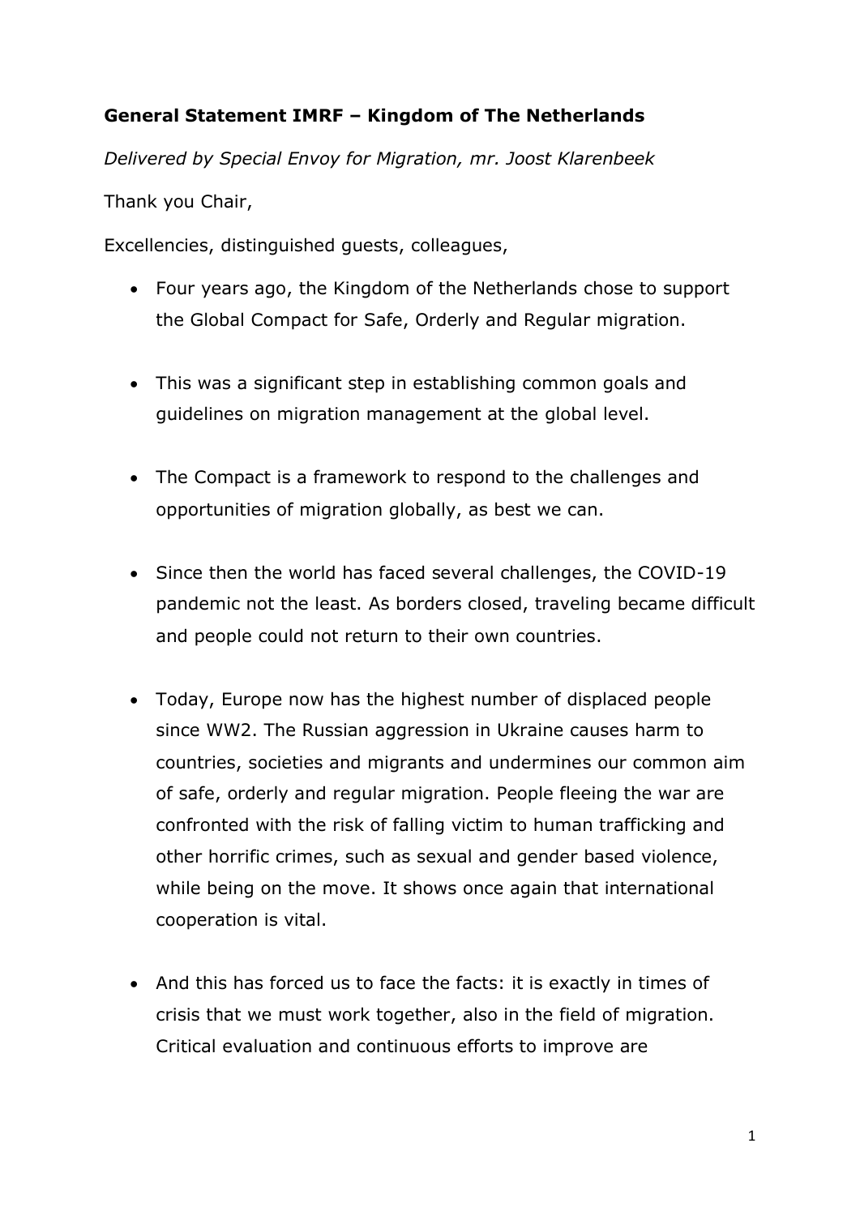**General Statement IMRF – Kingdom of The Netherlands**

*Delivered by Special Envoy for Migration, mr. Joost Klarenbeek*

Thank you Chair,

Excellencies, distinguished guests, colleagues,

- Four years ago, the Kingdom of the Netherlands chose to support the Global Compact for Safe, Orderly and Regular migration.
- This was a significant step in establishing common goals and guidelines on migration management at the global level.
- The Compact is a framework to respond to the challenges and opportunities of migration globally, as best we can.
- Since then the world has faced several challenges, the COVID-19 pandemic not the least. As borders closed, traveling became difficult and people could not return to their own countries.
- Today, Europe now has the highest number of displaced people since WW2. The Russian aggression in Ukraine causes harm to countries, societies and migrants and undermines our common aim of safe, orderly and regular migration. People fleeing the war are confronted with the risk of falling victim to human trafficking and other horrific crimes, such as sexual and gender based violence, while being on the move. It shows once again that international cooperation is vital.
- And this has forced us to face the facts: it is exactly in times of crisis that we must work together, also in the field of migration. Critical evaluation and continuous efforts to improve are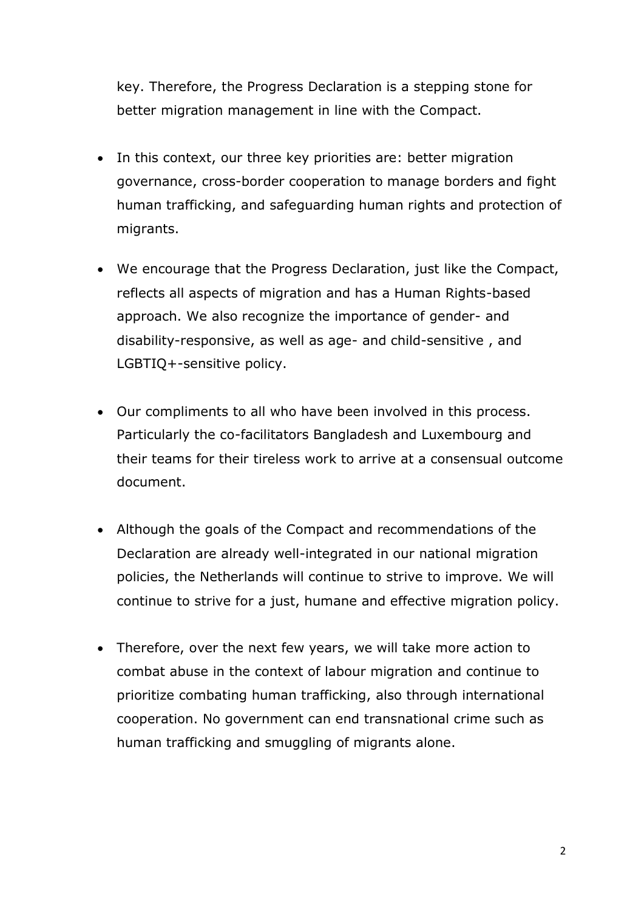key. Therefore, the Progress Declaration is a stepping stone for better migration management in line with the Compact.

- In this context, our three key priorities are: better migration governance, cross-border cooperation to manage borders and fight human trafficking, and safeguarding human rights and protection of migrants.

- We encourage that the Progress Declaration, just like the Compact, reflects all aspects of migration and has a Human Rights-based approach. We also recognize the importance of gender- and disability-responsive, as well as age- and child-sensitive , and LGBTIQ+-sensitive policy.

- Our compliments to all who have been involved in this process. Particularly the co-facilitators Bangladesh and Luxembourg and their teams for their tireless work to arrive at a consensual outcome document.

- Although the goals of the Compact and recommendations of the Declaration are already well-integrated in our national migration policies, the Netherlands will continue to strive to improve. We will continue to strive for a just, humane and effective migration policy.

- Therefore, over the next few years, we will take more action to combat abuse in the context of labour migration and continue to prioritize combating human trafficking, also through international cooperation. No government can end transnational crime such as human trafficking and smuggling of migrants alone.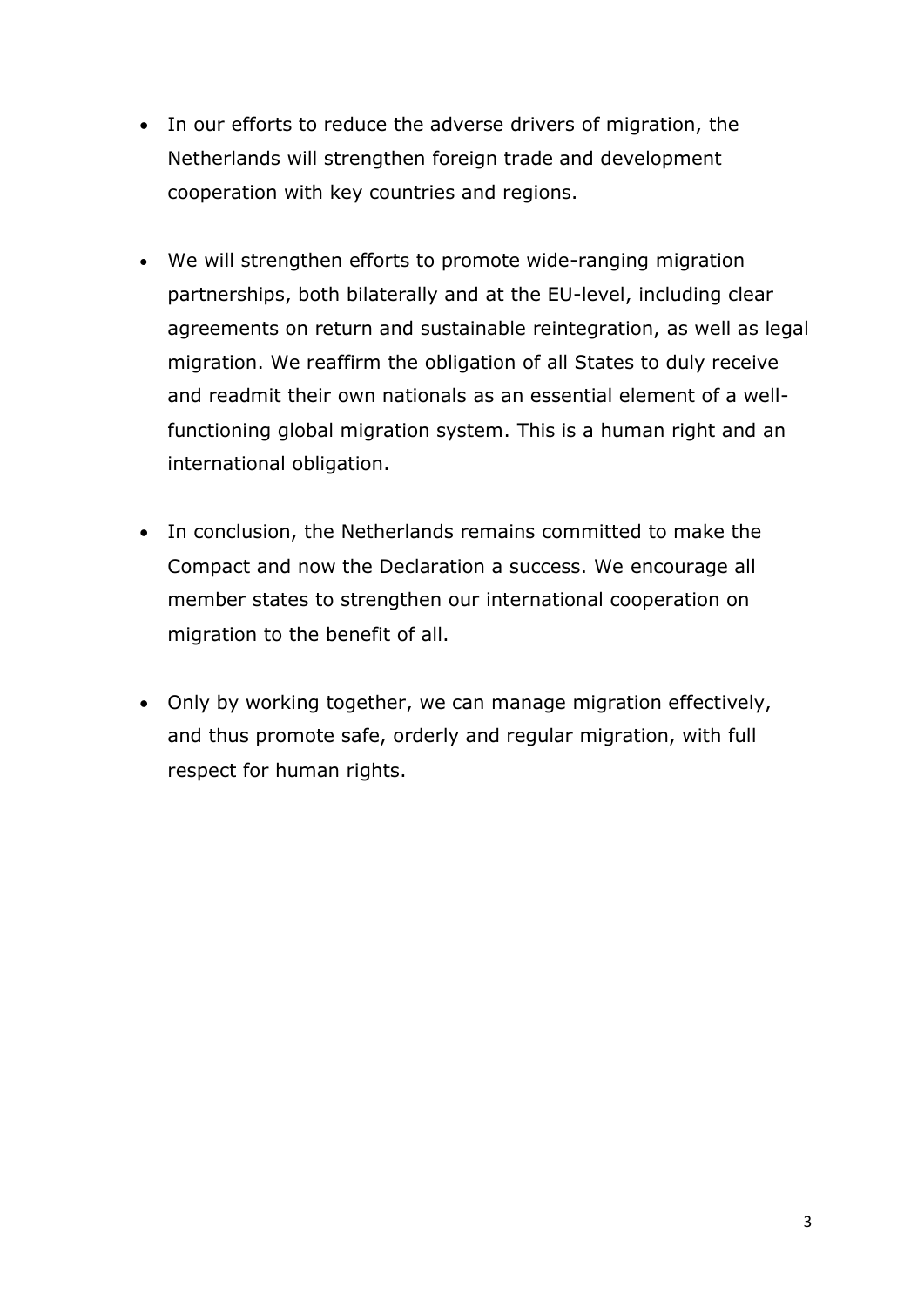- In our efforts to reduce the adverse drivers of migration, the Netherlands will strengthen foreign trade and development cooperation with key countries and regions.

- We will strengthen efforts to promote wide-ranging migration partnerships, both bilaterally and at the EU-level, including clear agreements on return and sustainable reintegration, as well as legal migration. We reaffirm the obligation of all States to duly receive and readmit their own nationals as an essential element of a well-functioning global migration system. This is a human right and an international obligation.

- In conclusion, the Netherlands remains committed to make the Compact and now the Declaration a success. We encourage all member states to strengthen our international cooperation on migration to the benefit of all.

- Only by working together, we can manage migration effectively, and thus promote safe, orderly and regular migration, with full respect for human rights.